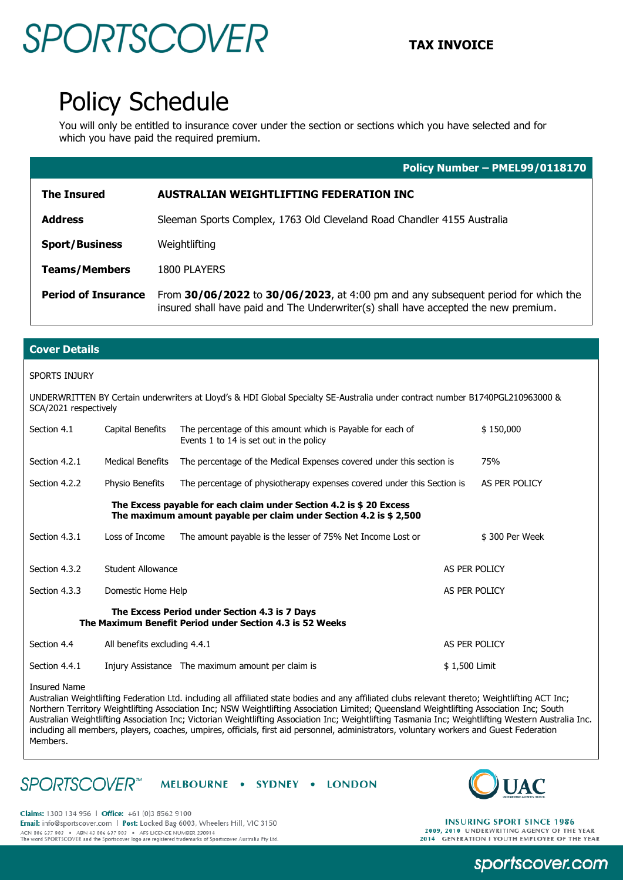# SPORTSCOVER

**TAX INVOICE**

# Policy Schedule

You will only be entitled to insurance cover under the section or sections which you have selected and for which you have paid the required premium.

**Policy Number – PMEL99/0118170**

| | |
|---|---|
| **The Insured** | **AUSTRALIAN WEIGHTLIFTING FEDERATION INC** |
| **Address** | Sleeman Sports Complex, 1763 Old Cleveland Road Chandler 4155 Australia |
| **Sport/Business** | Weightlifting |
| **Teams/Members** | 1800 PLAYERS |
| **Period of Insurance** | From **30/06/2022** to **30/06/2023**, at 4:00 pm and any subsequent period for which the insured shall have paid and The Underwriter(s) shall have accepted the new premium. |

## Cover Details

SPORTS INJURY

UNDERWRITTEN BY Certain underwriters at Lloyd's & HDI Global Specialty SE-Australia under contract number B1740PGL210963000 & SCA/2021 respectively

| Section | Benefit | Description | Amount |
|---|---|---|---|
| Section 4.1 | Capital Benefits | The percentage of this amount which is Payable for each of Events 1 to 14 is set out in the policy | $ 150,000 |
| Section 4.2.1 | Medical Benefits | The percentage of the Medical Expenses covered under this section is | 75% |
| Section 4.2.2 | Physio Benefits | The percentage of physiotherapy expenses covered under this Section is | AS PER POLICY |

**The Excess payable for each claim under Section 4.2 is $ 20 Excess**
**The maximum amount payable per claim under Section 4.2 is $ 2,500**

| Section | Benefit | Description | Amount |
|---|---|---|---|
| Section 4.3.1 | Loss of Income | The amount payable is the lesser of 75% Net Income Lost or | $ 300 Per Week |
| Section 4.3.2 | Student Allowance | | AS PER POLICY |
| Section 4.3.3 | Domestic Home Help | | AS PER POLICY |

**The Excess Period under Section 4.3 is 7 Days**
**The Maximum Benefit Period under Section 4.3 is 52 Weeks**

| Section | Benefit | Description | Amount |
|---|---|---|---|
| Section 4.4 | All benefits excluding 4.4.1 | | AS PER POLICY |
| Section 4.4.1 | Injury Assistance | The maximum amount per claim is | $ 1,500 Limit |

Insured Name
Australian Weightlifting Federation Ltd. including all affiliated state bodies and any affiliated clubs relevant thereto; Weightlifting ACT Inc; Northern Territory Weightlifting Association Inc; NSW Weightlifting Association Limited; Queensland Weightlifting Association Inc; South Australian Weightlifting Association Inc; Victorian Weightlifting Association Inc; Weightlifting Tasmania Inc; Weightlifting Western Australia Inc. including all members, players, coaches, umpires, officials, first aid personnel, administrators, voluntary workers and Guest Federation Members.

SPORTSCOVER™ MELBOURNE • SYDNEY • LONDON

UAC

**Claims:** 1300 134 956 | **Office:** +61 (0)3 8562 9100
**Email:** info@sportscover.com | **Post:** Locked Bag 6003, Wheelers Hill, VIC 3150
ACN 006 637 903 • ABN 43 006 637 903 • AFS LICENCE NUMBER 230914
The word SPORTSCOVER and the Sportscover logo are registered trademarks of Sportscover Australia Pty Ltd.

INSURING SPORT SINCE 1986
2009, 2010 UNDERWRITING AGENCY OF THE YEAR
2014 GENERATION I YOUTH EMPLOYER OF THE YEAR

sportscover.com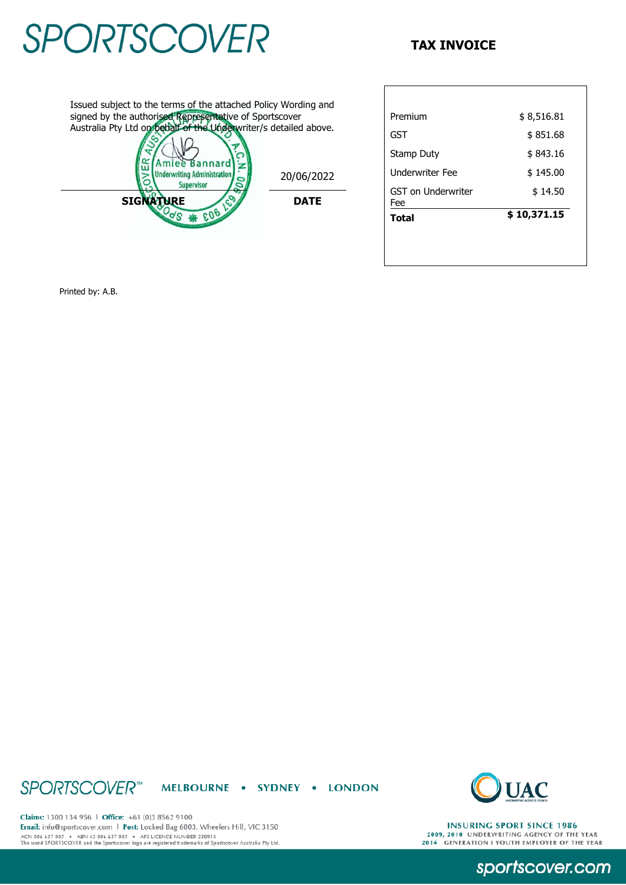# SPORTSCOVER

## TAX INVOICE

Issued subject to the terms of the attached Policy Wording and signed by the authorised Representative of Sportscover Australia Pty Ltd on behalf of the Underwriter/s detailed above.

Amiee Bannard
Underwriting Administration
Supervisor

SPORTSCOVER AUSTRALIA PTY LTD. A.C.N. 006 637 903

| | |
|---|---|
| SIGNATURE | 20/06/2022 |
| | DATE |

| | |
|---|---|
| Premium | $ 8,516.81 |
| GST | $ 851.68 |
| Stamp Duty | $ 843.16 |
| Underwriter Fee | $ 145.00 |
| GST on Underwriter Fee | $ 14.50 |
| **Total** | **$ 10,371.15** |

Printed by: A.B.

SPORTSCOVER™ MELBOURNE • SYDNEY • LONDON

**Claims:** 1300 134 956 | **Office:** +61 (0)3 8562 9100
**Email:** info@sportscover.com | **Post:** Locked Bag 6003, Wheelers Hill, VIC 3150
ACN 006 637 903 • ABN 43 006 637 903 • AFS LICENCE NUMBER 230914
The word SPORTSCOVER and the Sportscover logo are registered trademarks of Sportscover Australia Pty Ltd.

UAC

INSURING SPORT SINCE 1986
2009, 2010 UNDERWRITING AGENCY OF THE YEAR
2014 GENERATION I YOUTH EMPLOYER OF THE YEAR

sportscover.com